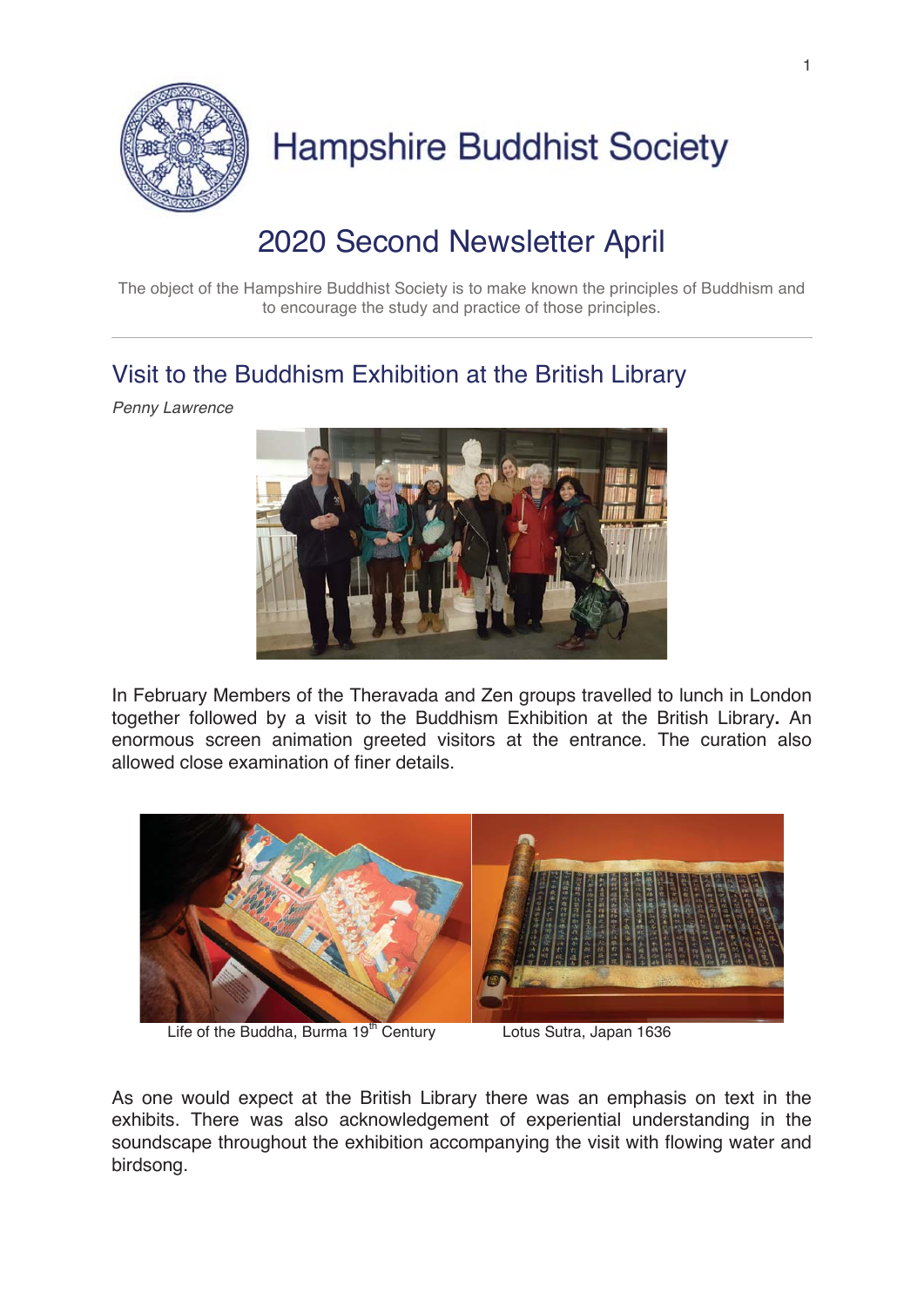# Hampshire Buddhist Society

## 2020 Second Newsletter April

The object of the Hampshire Buddhist Society is to make known the principles of Buddhism and to encourage the study and practice of those principles.

---

## Visit to the Buddhism Exhibition at the British Library

*Penny Lawrence*

In February Members of the Theravada and Zen groups travelled to lunch in London together followed by a visit to the Buddhism Exhibition at the British Library**.** An enormous screen animation greeted visitors at the entrance. The curation also allowed close examination of finer details.

Life of the Buddha, Burma 19th Century

Lotus Sutra, Japan 1636

As one would expect at the British Library there was an emphasis on text in the exhibits. There was also acknowledgement of experiential understanding in the soundscape throughout the exhibition accompanying the visit with flowing water and birdsong.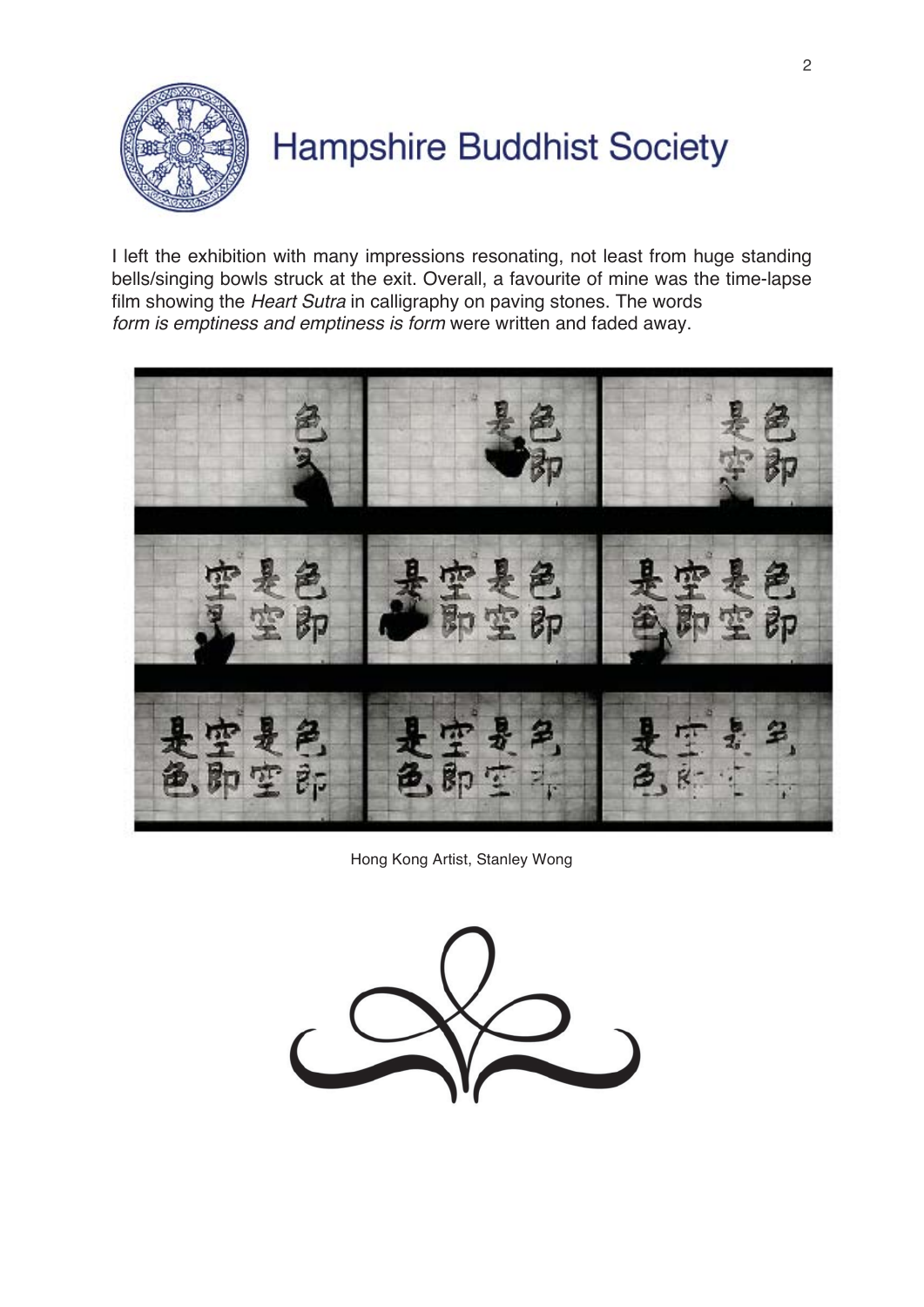# Hampshire Buddhist Society

I left the exhibition with many impressions resonating, not least from huge standing bells/singing bowls struck at the exit. Overall, a favourite of mine was the time-lapse film showing the *Heart Sutra* in calligraphy on paving stones. The words *form is emptiness and emptiness is form* were written and faded away.

Hong Kong Artist, Stanley Wong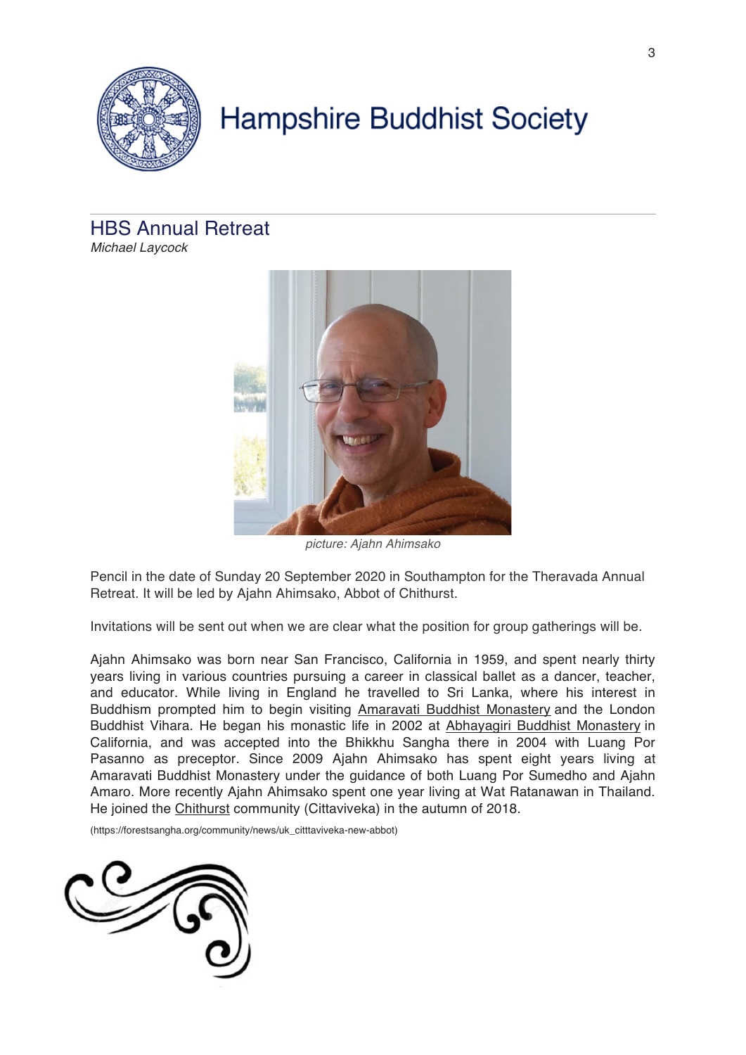# Hampshire Buddhist Society

## HBS Annual Retreat

*Michael Laycock*

*picture: Ajahn Ahimsako*

Pencil in the date of Sunday 20 September 2020 in Southampton for the Theravada Annual Retreat. It will be led by Ajahn Ahimsako, Abbot of Chithurst.

Invitations will be sent out when we are clear what the position for group gatherings will be.

Ajahn Ahimsako was born near San Francisco, California in 1959, and spent nearly thirty years living in various countries pursuing a career in classical ballet as a dancer, teacher, and educator. While living in England he travelled to Sri Lanka, where his interest in Buddhism prompted him to begin visiting Amaravati Buddhist Monastery and the London Buddhist Vihara. He began his monastic life in 2002 at Abhayagiri Buddhist Monastery in California, and was accepted into the Bhikkhu Sangha there in 2004 with Luang Por Pasanno as preceptor. Since 2009 Ajahn Ahimsako has spent eight years living at Amaravati Buddhist Monastery under the guidance of both Luang Por Sumedho and Ajahn Amaro. More recently Ajahn Ahimsako spent one year living at Wat Ratanawan in Thailand. He joined the Chithurst community (Cittaviveka) in the autumn of 2018.

(https://forestsangha.org/community/news/uk_citttaviveka-new-abbot)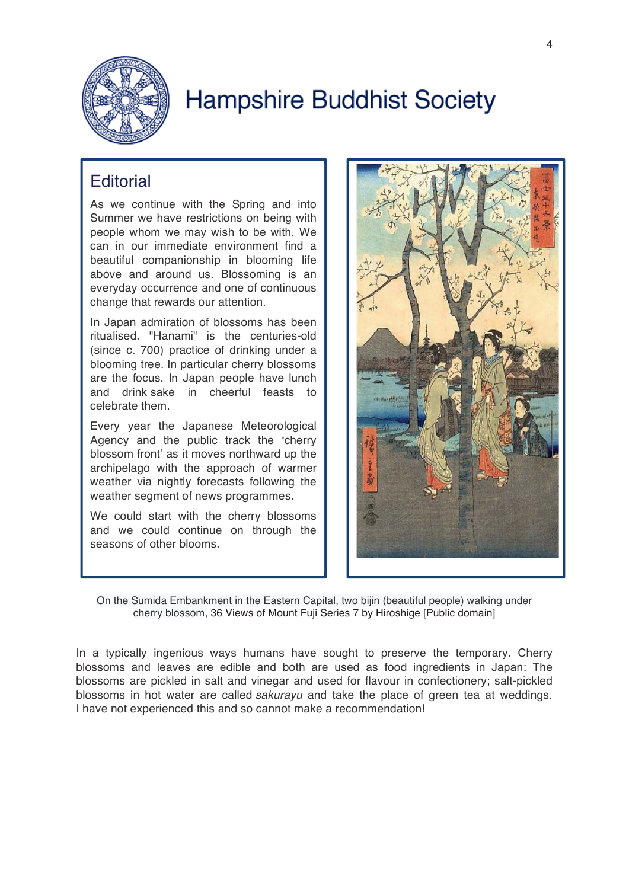# Hampshire Buddhist Society

## Editorial

As we continue with the Spring and into Summer we have restrictions on being with people whom we may wish to be with. We can in our immediate environment find a beautiful companionship in blooming life above and around us. Blossoming is an everyday occurrence and one of continuous change that rewards our attention.

In Japan admiration of blossoms has been ritualised. "Hanami" is the centuries-old (since c. 700) practice of drinking under a blooming tree. In particular cherry blossoms are the focus. In Japan people have lunch and drink sake in cheerful feasts to celebrate them.

Every year the Japanese Meteorological Agency and the public track the 'cherry blossom front' as it moves northward up the archipelago with the approach of warmer weather via nightly forecasts following the weather segment of news programmes.

We could start with the cherry blossoms and we could continue on through the seasons of other blooms.

On the Sumida Embankment in the Eastern Capital, two bijin (beautiful people) walking under cherry blossom, 36 Views of Mount Fuji Series 7 by Hiroshige [Public domain]

In a typically ingenious ways humans have sought to preserve the temporary. Cherry blossoms and leaves are edible and both are used as food ingredients in Japan: The blossoms are pickled in salt and vinegar and used for flavour in confectionery; salt-pickled blossoms in hot water are called *sakurayu* and take the place of green tea at weddings. I have not experienced this and so cannot make a recommendation!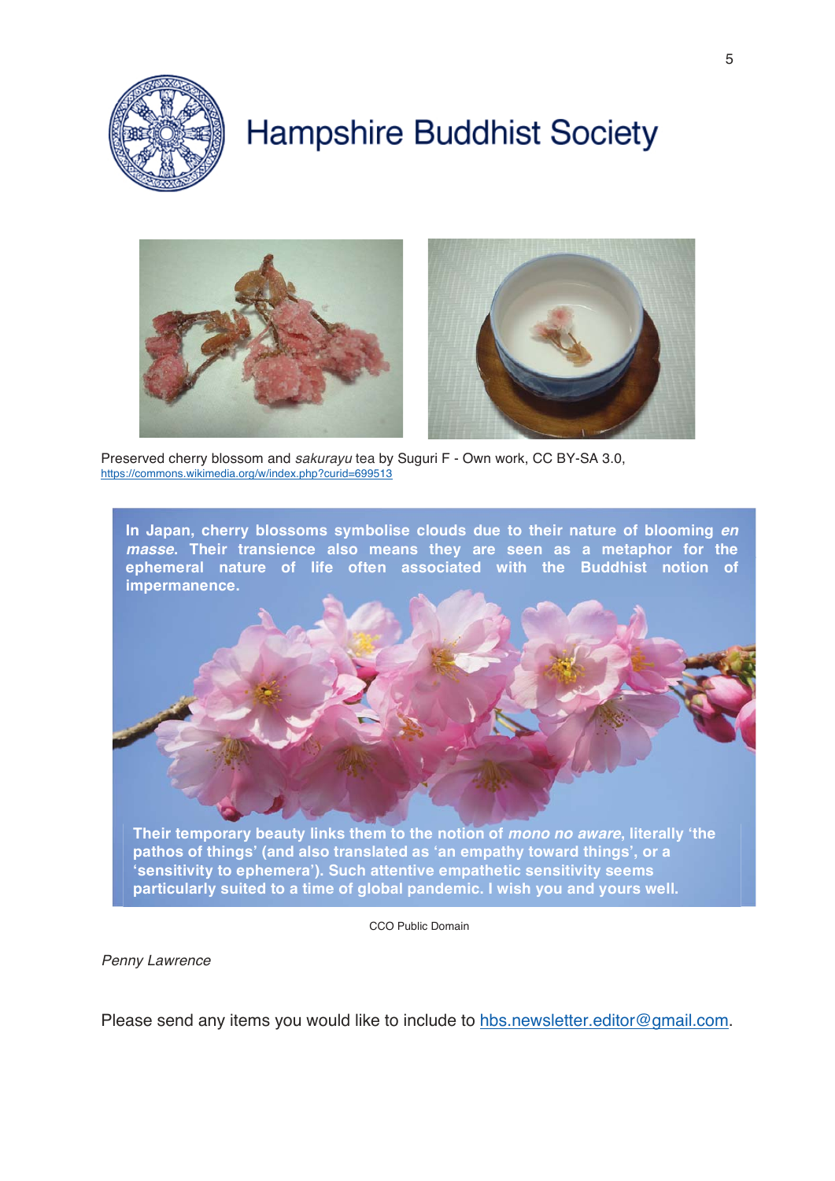# Hampshire Buddhist Society

Preserved cherry blossom and *sakurayu* tea by Suguri F - Own work, CC BY-SA 3.0, https://commons.wikimedia.org/w/index.php?curid=699513

**In Japan, cherry blossoms symbolise clouds due to their nature of blooming *en masse*. Their transience also means they are seen as a metaphor for the ephemeral nature of life often associated with the Buddhist notion of impermanence.**

**Their temporary beauty links them to the notion of *mono no aware*, literally 'the pathos of things' (and also translated as 'an empathy toward things', or a 'sensitivity to ephemera'). Such attentive empathetic sensitivity seems particularly suited to a time of global pandemic. I wish you and yours well.**

CCO Public Domain

*Penny Lawrence*

Please send any items you would like to include to hbs.newsletter.editor@gmail.com.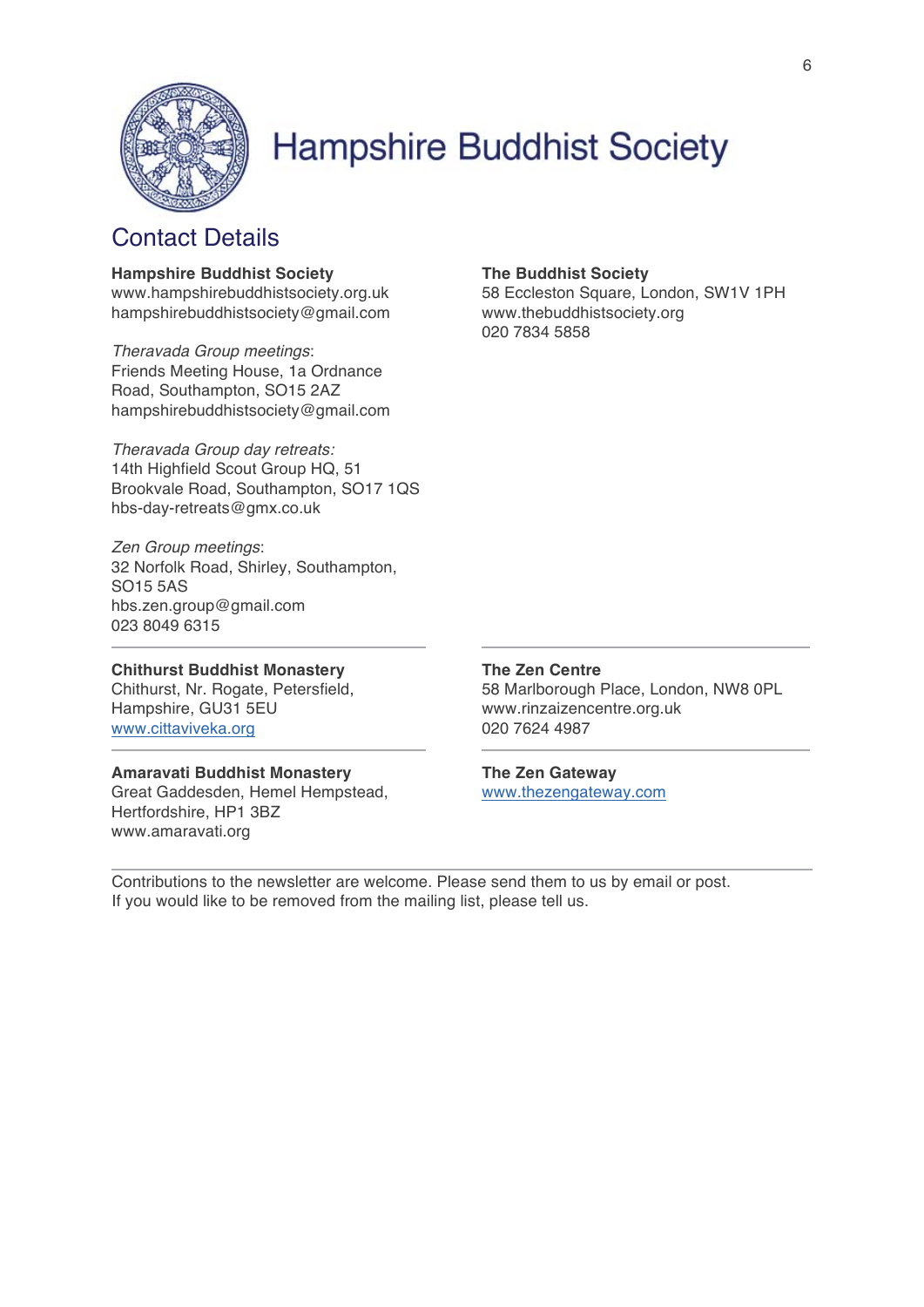# Hampshire Buddhist Society

## Contact Details

**Hampshire Buddhist Society**
www.hampshirebuddhistsociety.org.uk
hampshirebuddhistsociety@gmail.com

*Theravada Group meetings*:
Friends Meeting House, 1a Ordnance Road, Southampton, SO15 2AZ
hampshirebuddhistsociety@gmail.com

*Theravada Group day retreats:*
14th Highfield Scout Group HQ, 51 Brookvale Road, Southampton, SO17 1QS
hbs-day-retreats@gmx.co.uk

*Zen Group meetings*:
32 Norfolk Road, Shirley, Southampton, SO15 5AS
hbs.zen.group@gmail.com
023 8049 6315

**The Buddhist Society**
58 Eccleston Square, London, SW1V 1PH
www.thebuddhistsociety.org
020 7834 5858

---

**Chithurst Buddhist Monastery**
Chithurst, Nr. Rogate, Petersfield, Hampshire, GU31 5EU
www.cittaviveka.org

**Amaravati Buddhist Monastery**
Great Gaddesden, Hemel Hempstead, Hertfordshire, HP1 3BZ
www.amaravati.org

**The Zen Centre**
58 Marlborough Place, London, NW8 0PL
www.rinzaizencentre.org.uk
020 7624 4987

**The Zen Gateway**
www.thezengateway.com

---

Contributions to the newsletter are welcome. Please send them to us by email or post.
If you would like to be removed from the mailing list, please tell us.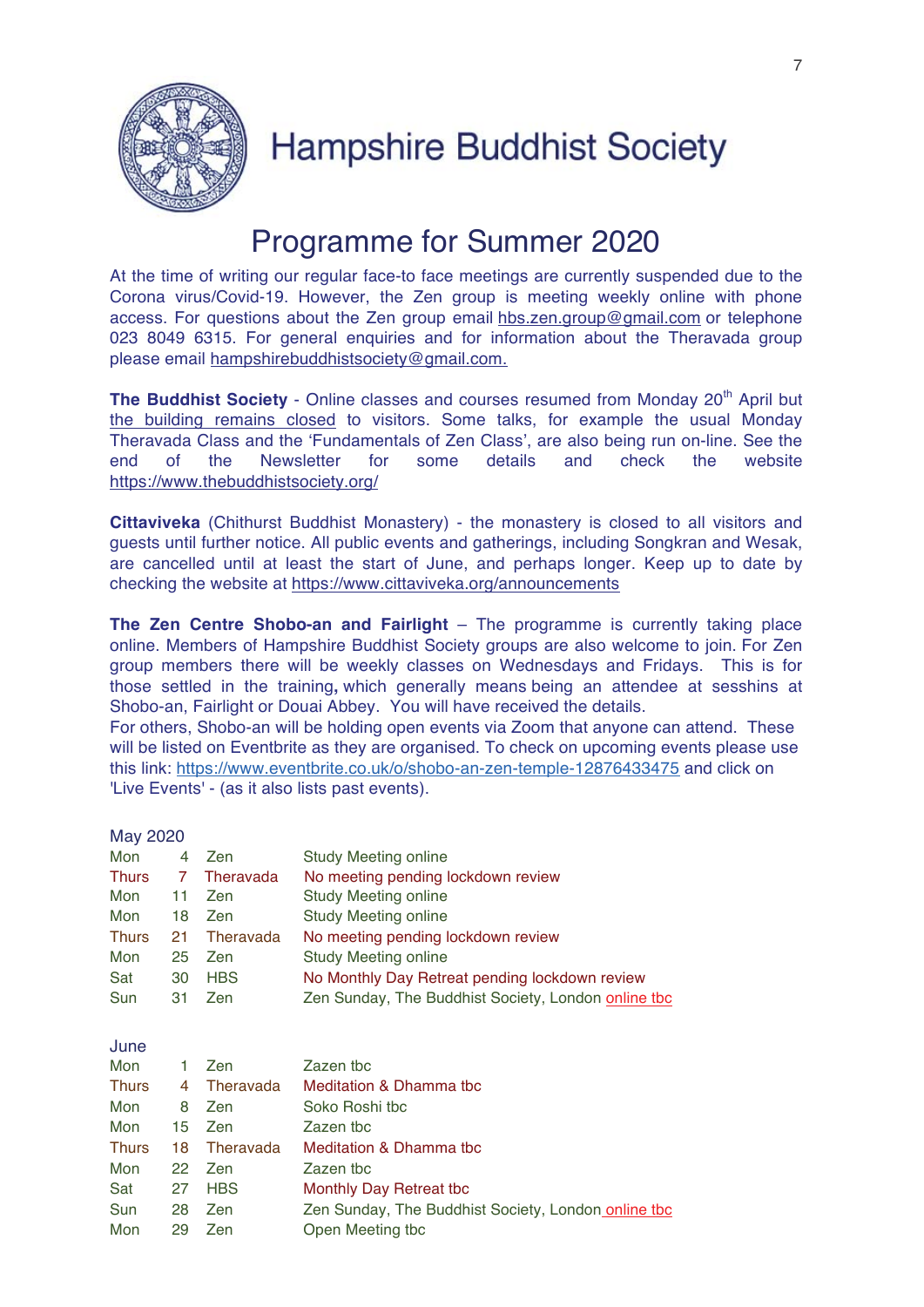# Hampshire Buddhist Society

## Programme for Summer 2020

At the time of writing our regular face-to face meetings are currently suspended due to the Corona virus/Covid-19. However, the Zen group is meeting weekly online with phone access. For questions about the Zen group email hbs.zen.group@gmail.com or telephone 023 8049 6315. For general enquiries and for information about the Theravada group please email hampshirebuddhistsociety@gmail.com.

**The Buddhist Society** - Online classes and courses resumed from Monday 20th April but the building remains closed to visitors. Some talks, for example the usual Monday Theravada Class and the 'Fundamentals of Zen Class', are also being run on-line. See the end of the Newsletter for some details and check the website https://www.thebuddhistsociety.org/

**Cittaviveka** (Chithurst Buddhist Monastery) - the monastery is closed to all visitors and guests until further notice. All public events and gatherings, including Songkran and Wesak, are cancelled until at least the start of June, and perhaps longer. Keep up to date by checking the website at https://www.cittaviveka.org/announcements

**The Zen Centre Shobo-an and Fairlight** – The programme is currently taking place online. Members of Hampshire Buddhist Society groups are also welcome to join. For Zen group members there will be weekly classes on Wednesdays and Fridays. This is for those settled in the training**,** which generally means being an attendee at sesshins at Shobo-an, Fairlight or Douai Abbey. You will have received the details.

For others, Shobo-an will be holding open events via Zoom that anyone can attend. These will be listed on Eventbrite as they are organised. To check on upcoming events please use this link: https://www.eventbrite.co.uk/o/shobo-an-zen-temple-12876433475 and click on 'Live Events' - (as it also lists past events).

**May 2020**

| | | | |
|---|---|---|---|
| Mon | 4 | Zen | Study Meeting online |
| Thurs | 7 | Theravada | No meeting pending lockdown review |
| Mon | 11 | Zen | Study Meeting online |
| Mon | 18 | Zen | Study Meeting online |
| Thurs | 21 | Theravada | No meeting pending lockdown review |
| Mon | 25 | Zen | Study Meeting online |
| Sat | 30 | HBS | No Monthly Day Retreat pending lockdown review |
| Sun | 31 | Zen | Zen Sunday, The Buddhist Society, London online tbc |

**June**

| | | | |
|---|---|---|---|
| Mon | 1 | Zen | Zazen tbc |
| Thurs | 4 | Theravada | Meditation & Dhamma tbc |
| Mon | 8 | Zen | Soko Roshi tbc |
| Mon | 15 | Zen | Zazen tbc |
| Thurs | 18 | Theravada | Meditation & Dhamma tbc |
| Mon | 22 | Zen | Zazen tbc |
| Sat | 27 | HBS | Monthly Day Retreat tbc |
| Sun | 28 | Zen | Zen Sunday, The Buddhist Society, London online tbc |
| Mon | 29 | Zen | Open Meeting tbc |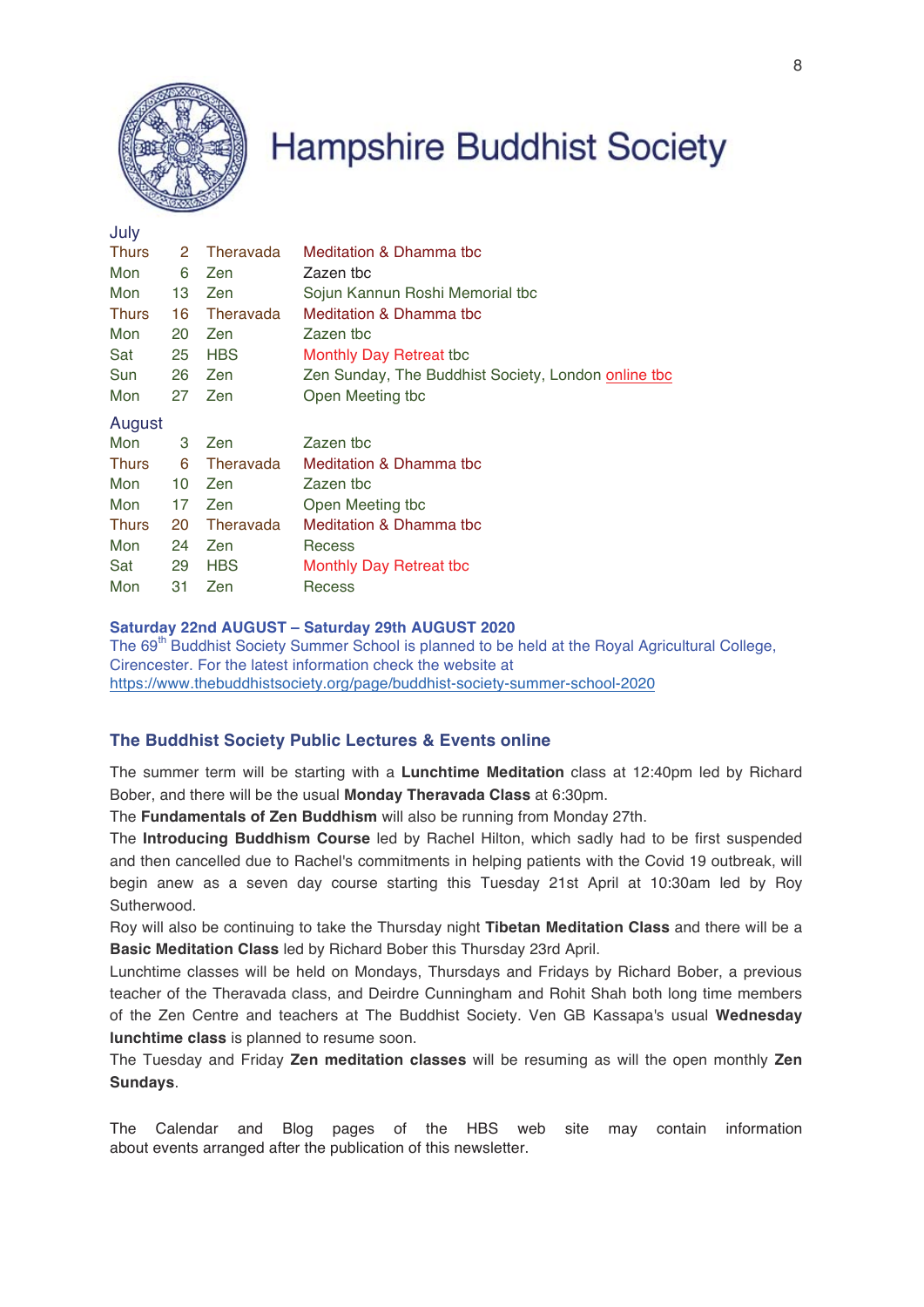# Hampshire Buddhist Society

| | | | |
|---|---|---|---|
| **July** | | | |
| Thurs | 2 | Theravada | Meditation & Dhamma tbc |
| Mon | 6 | Zen | Zazen tbc |
| Mon | 13 | Zen | Sojun Kannun Roshi Memorial tbc |
| Thurs | 16 | Theravada | Meditation & Dhamma tbc |
| Mon | 20 | Zen | Zazen tbc |
| Sat | 25 | HBS | Monthly Day Retreat tbc |
| Sun | 26 | Zen | Zen Sunday, The Buddhist Society, London online tbc |
| Mon | 27 | Zen | Open Meeting tbc |
| **August** | | | |
| Mon | 3 | Zen | Zazen tbc |
| Thurs | 6 | Theravada | Meditation & Dhamma tbc |
| Mon | 10 | Zen | Zazen tbc |
| Mon | 17 | Zen | Open Meeting tbc |
| Thurs | 20 | Theravada | Meditation & Dhamma tbc |
| Mon | 24 | Zen | Recess |
| Sat | 29 | HBS | Monthly Day Retreat tbc |
| Mon | 31 | Zen | Recess |

**Saturday 22nd AUGUST – Saturday 29th AUGUST 2020**
The 69th Buddhist Society Summer School is planned to be held at the Royal Agricultural College, Cirencester. For the latest information check the website at
https://www.thebuddhistsociety.org/page/buddhist-society-summer-school-2020

### The Buddhist Society Public Lectures & Events online

The summer term will be starting with a **Lunchtime Meditation** class at 12:40pm led by Richard Bober, and there will be the usual **Monday Theravada Class** at 6:30pm.
The **Fundamentals of Zen Buddhism** will also be running from Monday 27th.
The **Introducing Buddhism Course** led by Rachel Hilton, which sadly had to be first suspended and then cancelled due to Rachel's commitments in helping patients with the Covid 19 outbreak, will begin anew as a seven day course starting this Tuesday 21st April at 10:30am led by Roy Sutherwood.
Roy will also be continuing to take the Thursday night **Tibetan Meditation Class** and there will be a **Basic Meditation Class** led by Richard Bober this Thursday 23rd April.
Lunchtime classes will be held on Mondays, Thursdays and Fridays by Richard Bober, a previous teacher of the Theravada class, and Deirdre Cunningham and Rohit Shah both long time members of the Zen Centre and teachers at The Buddhist Society. Ven GB Kassapa's usual **Wednesday lunchtime class** is planned to resume soon.
The Tuesday and Friday **Zen meditation classes** will be resuming as will the open monthly **Zen Sundays**.

The Calendar and Blog pages of the HBS web site may contain information about events arranged after the publication of this newsletter.